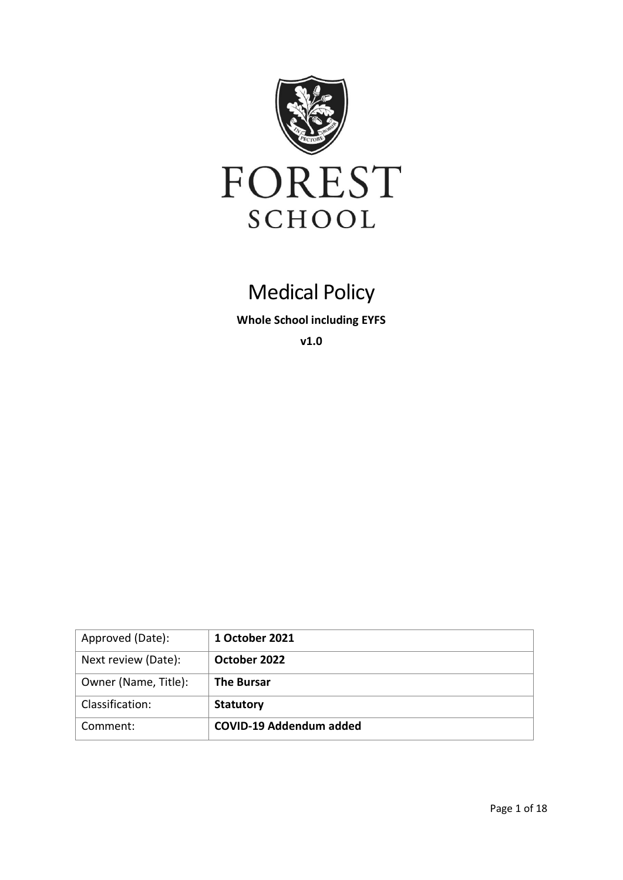FOREST

SCHOOL

# Medical Policy

**Whole School including EYFS**

**v1.0**

| Approved (Date): | **1 October 2021** |
| --- | --- |
| Next review (Date): | **October 2022** |
| Owner (Name, Title): | **The Bursar** |
| Classification: | **Statutory** |
| Comment: | **COVID-19 Addendum added** |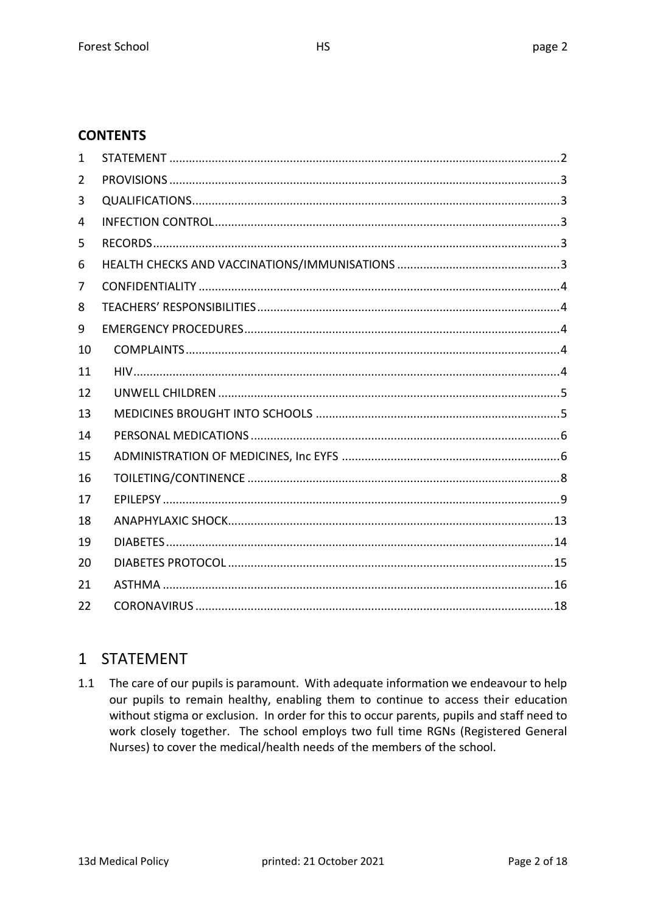## CONTENTS

| | | |
|---|---|---|
| 1 | STATEMENT | 2 |
| 2 | PROVISIONS | 3 |
| 3 | QUALIFICATIONS | 3 |
| 4 | INFECTION CONTROL | 3 |
| 5 | RECORDS | 3 |
| 6 | HEALTH CHECKS AND VACCINATIONS/IMMUNISATIONS | 3 |
| 7 | CONFIDENTIALITY | 4 |
| 8 | TEACHERS' RESPONSIBILITIES | 4 |
| 9 | EMERGENCY PROCEDURES | 4 |
| 10 | COMPLAINTS | 4 |
| 11 | HIV | 4 |
| 12 | UNWELL CHILDREN | 5 |
| 13 | MEDICINES BROUGHT INTO SCHOOLS | 5 |
| 14 | PERSONAL MEDICATIONS | 6 |
| 15 | ADMINISTRATION OF MEDICINES, Inc EYFS | 6 |
| 16 | TOILETING/CONTINENCE | 8 |
| 17 | EPILEPSY | 9 |
| 18 | ANAPHYLAXIC SHOCK | 13 |
| 19 | DIABETES | 14 |
| 20 | DIABETES PROTOCOL | 15 |
| 21 | ASTHMA | 16 |
| 22 | CORONAVIRUS | 18 |

# 1 STATEMENT

1.1 The care of our pupils is paramount. With adequate information we endeavour to help our pupils to remain healthy, enabling them to continue to access their education without stigma or exclusion. In order for this to occur parents, pupils and staff need to work closely together. The school employs two full time RGNs (Registered General Nurses) to cover the medical/health needs of the members of the school.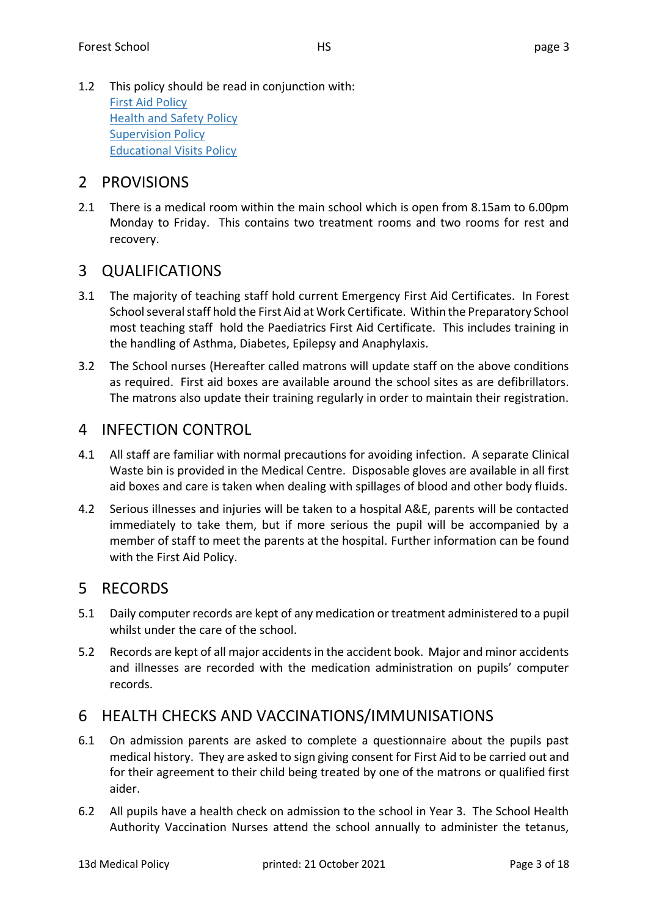1.2 This policy should be read in conjunction with:
First Aid Policy
Health and Safety Policy
Supervision Policy
Educational Visits Policy

## 2 PROVISIONS

2.1 There is a medical room within the main school which is open from 8.15am to 6.00pm Monday to Friday. This contains two treatment rooms and two rooms for rest and recovery.

## 3 QUALIFICATIONS

3.1 The majority of teaching staff hold current Emergency First Aid Certificates. In Forest School several staff hold the First Aid at Work Certificate. Within the Preparatory School most teaching staff hold the Paediatrics First Aid Certificate. This includes training in the handling of Asthma, Diabetes, Epilepsy and Anaphylaxis.

3.2 The School nurses (Hereafter called matrons will update staff on the above conditions as required. First aid boxes are available around the school sites as are defibrillators. The matrons also update their training regularly in order to maintain their registration.

## 4 INFECTION CONTROL

4.1 All staff are familiar with normal precautions for avoiding infection. A separate Clinical Waste bin is provided in the Medical Centre. Disposable gloves are available in all first aid boxes and care is taken when dealing with spillages of blood and other body fluids.

4.2 Serious illnesses and injuries will be taken to a hospital A&E, parents will be contacted immediately to take them, but if more serious the pupil will be accompanied by a member of staff to meet the parents at the hospital. Further information can be found with the First Aid Policy.

## 5 RECORDS

5.1 Daily computer records are kept of any medication or treatment administered to a pupil whilst under the care of the school.

5.2 Records are kept of all major accidents in the accident book. Major and minor accidents and illnesses are recorded with the medication administration on pupils' computer records.

## 6 HEALTH CHECKS AND VACCINATIONS/IMMUNISATIONS

6.1 On admission parents are asked to complete a questionnaire about the pupils past medical history. They are asked to sign giving consent for First Aid to be carried out and for their agreement to their child being treated by one of the matrons or qualified first aider.

6.2 All pupils have a health check on admission to the school in Year 3. The School Health Authority Vaccination Nurses attend the school annually to administer the tetanus,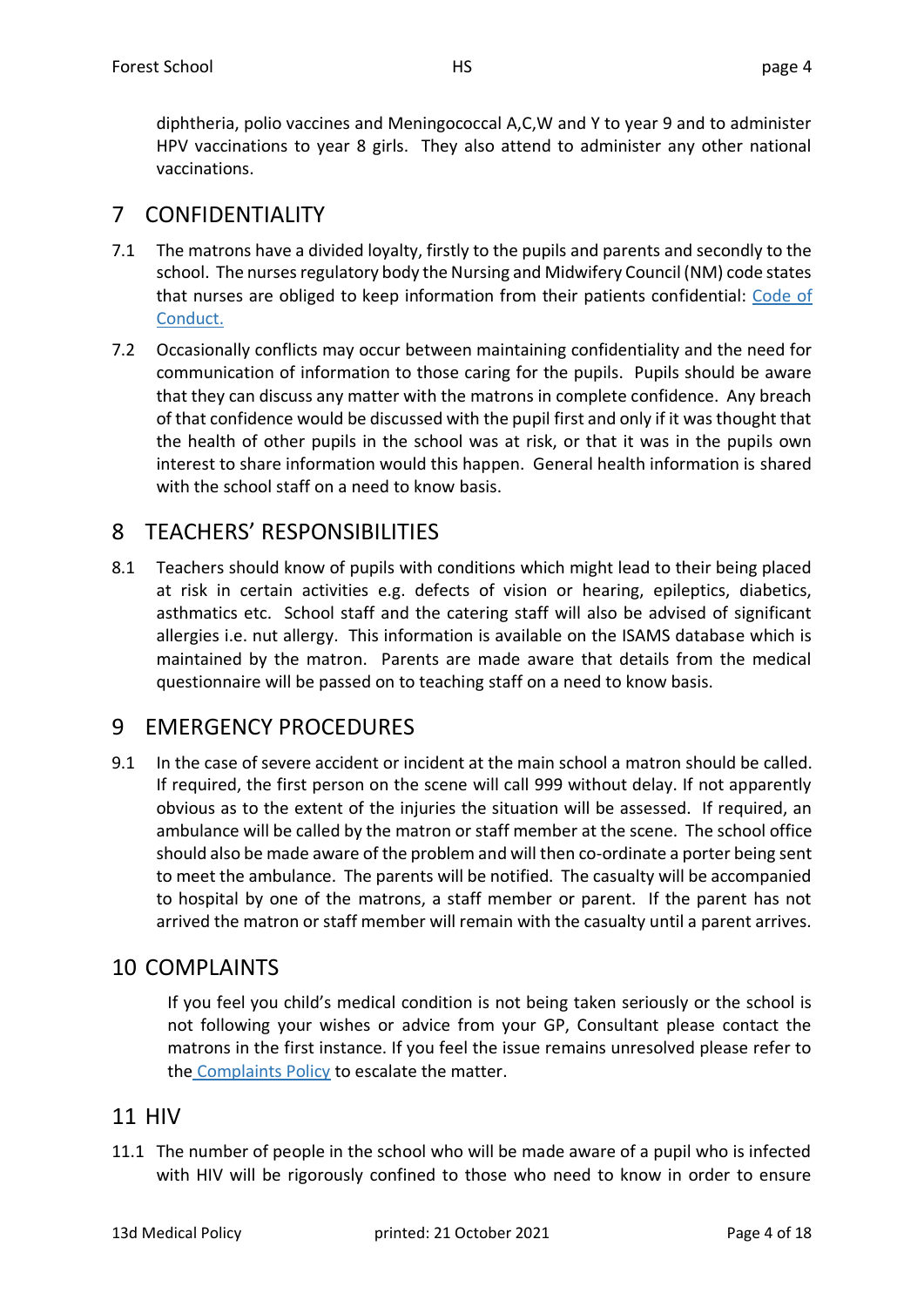diphtheria, polio vaccines and Meningococcal A,C,W and Y to year 9 and to administer HPV vaccinations to year 8 girls. They also attend to administer any other national vaccinations.

# 7 CONFIDENTIALITY

7.1 The matrons have a divided loyalty, firstly to the pupils and parents and secondly to the school. The nurses regulatory body the Nursing and Midwifery Council (NM) code states that nurses are obliged to keep information from their patients confidential: [Code of Conduct.]

7.2 Occasionally conflicts may occur between maintaining confidentiality and the need for communication of information to those caring for the pupils. Pupils should be aware that they can discuss any matter with the matrons in complete confidence. Any breach of that confidence would be discussed with the pupil first and only if it was thought that the health of other pupils in the school was at risk, or that it was in the pupils own interest to share information would this happen. General health information is shared with the school staff on a need to know basis.

# 8 TEACHERS' RESPONSIBILITIES

8.1 Teachers should know of pupils with conditions which might lead to their being placed at risk in certain activities e.g. defects of vision or hearing, epileptics, diabetics, asthmatics etc. School staff and the catering staff will also be advised of significant allergies i.e. nut allergy. This information is available on the ISAMS database which is maintained by the matron. Parents are made aware that details from the medical questionnaire will be passed on to teaching staff on a need to know basis.

# 9 EMERGENCY PROCEDURES

9.1 In the case of severe accident or incident at the main school a matron should be called. If required, the first person on the scene will call 999 without delay. If not apparently obvious as to the extent of the injuries the situation will be assessed. If required, an ambulance will be called by the matron or staff member at the scene. The school office should also be made aware of the problem and will then co-ordinate a porter being sent to meet the ambulance. The parents will be notified. The casualty will be accompanied to hospital by one of the matrons, a staff member or parent. If the parent has not arrived the matron or staff member will remain with the casualty until a parent arrives.

# 10 COMPLAINTS

If you feel you child's medical condition is not being taken seriously or the school is not following your wishes or advice from your GP, Consultant please contact the matrons in the first instance. If you feel the issue remains unresolved please refer to the Complaints Policy to escalate the matter.

# 11 HIV

11.1 The number of people in the school who will be made aware of a pupil who is infected with HIV will be rigorously confined to those who need to know in order to ensure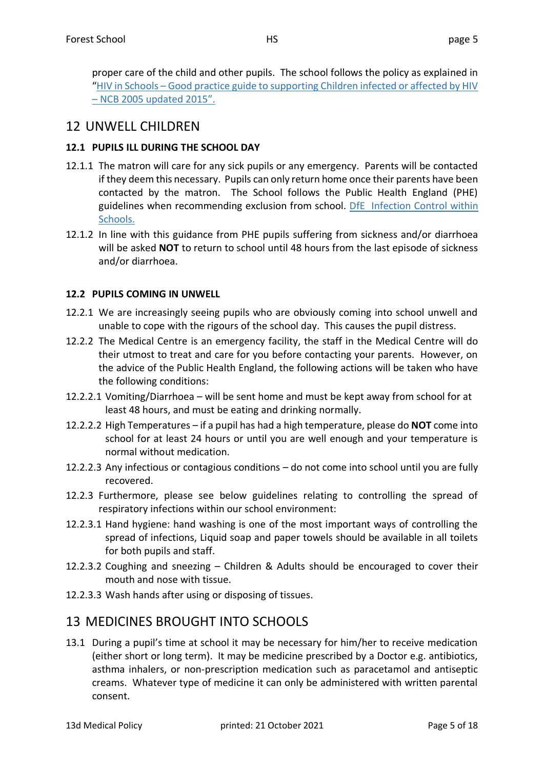proper care of the child and other pupils. The school follows the policy as explained in "[HIV in Schools – Good practice guide to supporting Children infected or affected by HIV – NCB 2005 updated 2015"](#).

# 12 UNWELL CHILDREN

### 12.1 PUPILS ILL DURING THE SCHOOL DAY

12.1.1 The matron will care for any sick pupils or any emergency. Parents will be contacted if they deem this necessary. Pupils can only return home once their parents have been contacted by the matron. The School follows the Public Health England (PHE) guidelines when recommending exclusion from school. [DfE Infection Control within Schools.](#)

12.1.2 In line with this guidance from PHE pupils suffering from sickness and/or diarrhoea will be asked **NOT** to return to school until 48 hours from the last episode of sickness and/or diarrhoea.

### 12.2 PUPILS COMING IN UNWELL

12.2.1 We are increasingly seeing pupils who are obviously coming into school unwell and unable to cope with the rigours of the school day. This causes the pupil distress.

12.2.2 The Medical Centre is an emergency facility, the staff in the Medical Centre will do their utmost to treat and care for you before contacting your parents. However, on the advice of the Public Health England, the following actions will be taken who have the following conditions:

12.2.2.1 Vomiting/Diarrhoea – will be sent home and must be kept away from school for at least 48 hours, and must be eating and drinking normally.

12.2.2.2 High Temperatures – if a pupil has had a high temperature, please do **NOT** come into school for at least 24 hours or until you are well enough and your temperature is normal without medication.

12.2.2.3 Any infectious or contagious conditions – do not come into school until you are fully recovered.

12.2.3 Furthermore, please see below guidelines relating to controlling the spread of respiratory infections within our school environment:

12.2.3.1 Hand hygiene: hand washing is one of the most important ways of controlling the spread of infections, Liquid soap and paper towels should be available in all toilets for both pupils and staff.

12.2.3.2 Coughing and sneezing – Children & Adults should be encouraged to cover their mouth and nose with tissue.

12.2.3.3 Wash hands after using or disposing of tissues.

# 13 MEDICINES BROUGHT INTO SCHOOLS

13.1 During a pupil's time at school it may be necessary for him/her to receive medication (either short or long term). It may be medicine prescribed by a Doctor e.g. antibiotics, asthma inhalers, or non-prescription medication such as paracetamol and antiseptic creams. Whatever type of medicine it can only be administered with written parental consent.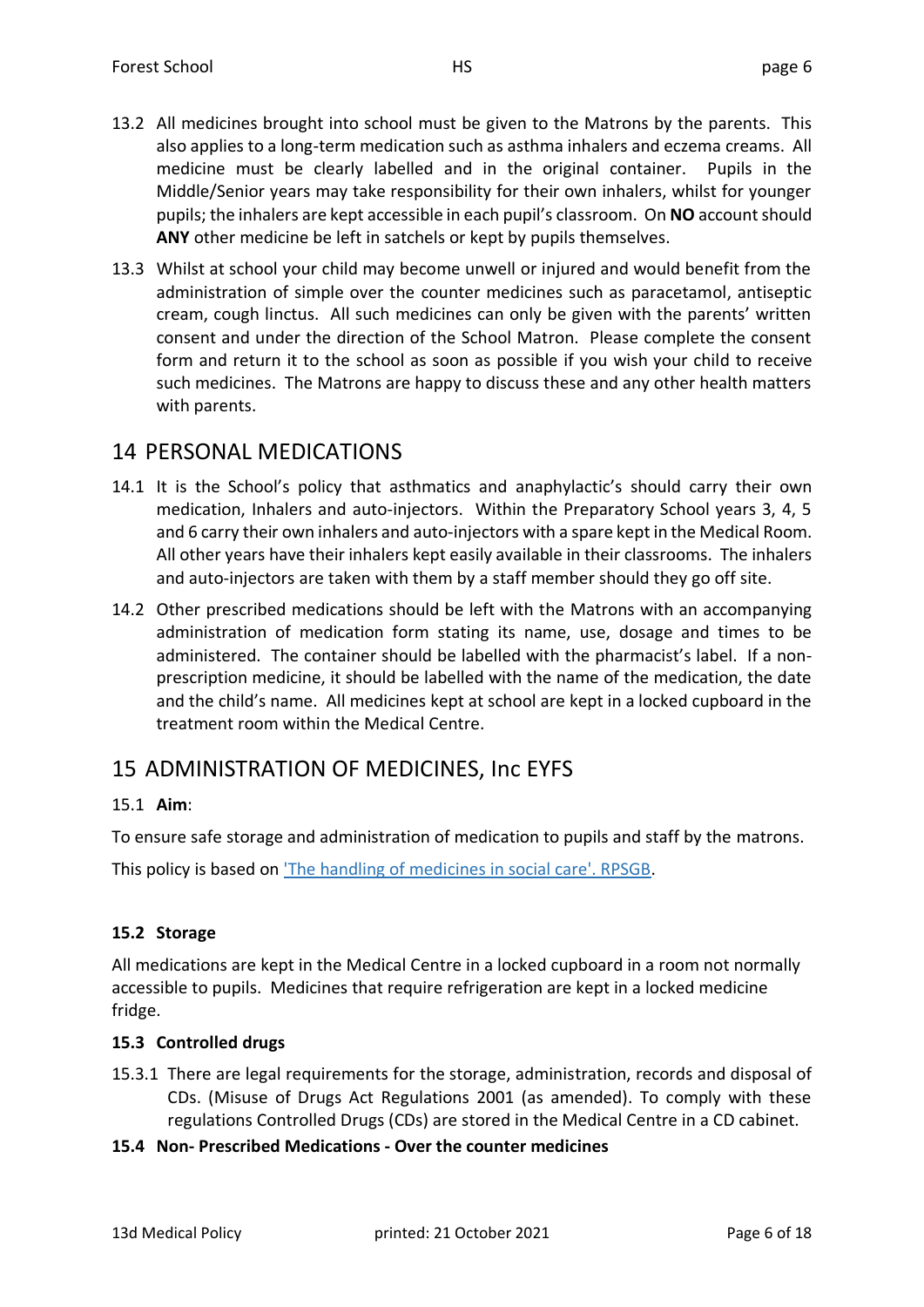13.2 All medicines brought into school must be given to the Matrons by the parents. This also applies to a long-term medication such as asthma inhalers and eczema creams. All medicine must be clearly labelled and in the original container. Pupils in the Middle/Senior years may take responsibility for their own inhalers, whilst for younger pupils; the inhalers are kept accessible in each pupil's classroom. On **NO** account should **ANY** other medicine be left in satchels or kept by pupils themselves.

13.3 Whilst at school your child may become unwell or injured and would benefit from the administration of simple over the counter medicines such as paracetamol, antiseptic cream, cough linctus. All such medicines can only be given with the parents' written consent and under the direction of the School Matron. Please complete the consent form and return it to the school as soon as possible if you wish your child to receive such medicines. The Matrons are happy to discuss these and any other health matters with parents.

# 14 PERSONAL MEDICATIONS

14.1 It is the School's policy that asthmatics and anaphylactic's should carry their own medication, Inhalers and auto-injectors. Within the Preparatory School years 3, 4, 5 and 6 carry their own inhalers and auto-injectors with a spare kept in the Medical Room. All other years have their inhalers kept easily available in their classrooms. The inhalers and auto-injectors are taken with them by a staff member should they go off site.

14.2 Other prescribed medications should be left with the Matrons with an accompanying administration of medication form stating its name, use, dosage and times to be administered. The container should be labelled with the pharmacist's label. If a non-prescription medicine, it should be labelled with the name of the medication, the date and the child's name. All medicines kept at school are kept in a locked cupboard in the treatment room within the Medical Centre.

# 15 ADMINISTRATION OF MEDICINES, Inc EYFS

15.1 **Aim**:

To ensure safe storage and administration of medication to pupils and staff by the matrons.

This policy is based on ['The handling of medicines in social care'. RPSGB]().

### 15.2 Storage

All medications are kept in the Medical Centre in a locked cupboard in a room not normally accessible to pupils. Medicines that require refrigeration are kept in a locked medicine fridge.

### 15.3 Controlled drugs

15.3.1 There are legal requirements for the storage, administration, records and disposal of CDs. (Misuse of Drugs Act Regulations 2001 (as amended). To comply with these regulations Controlled Drugs (CDs) are stored in the Medical Centre in a CD cabinet.

### 15.4 Non- Prescribed Medications - Over the counter medicines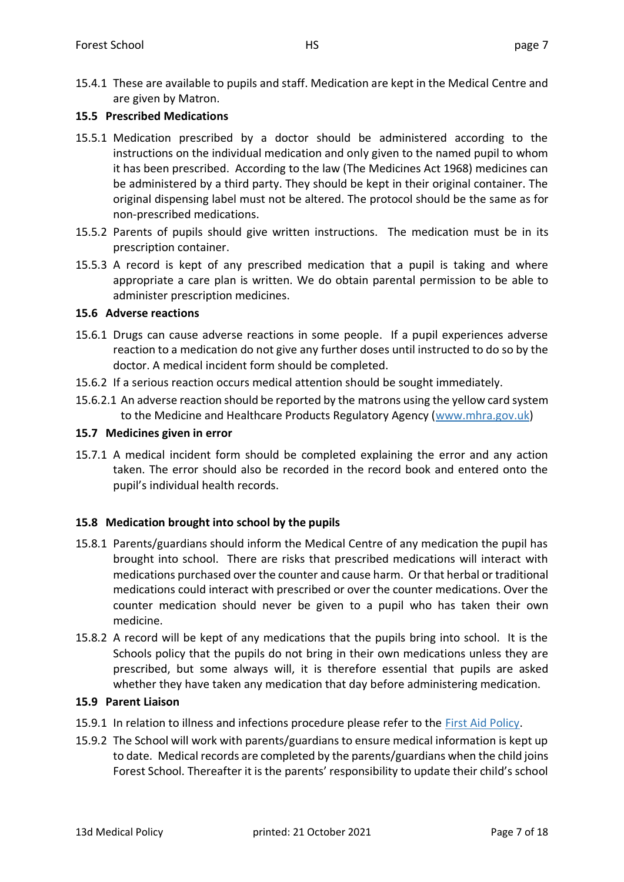15.4.1 These are available to pupils and staff. Medication are kept in the Medical Centre and are given by Matron.

### 15.5 Prescribed Medications

15.5.1 Medication prescribed by a doctor should be administered according to the instructions on the individual medication and only given to the named pupil to whom it has been prescribed. According to the law (The Medicines Act 1968) medicines can be administered by a third party. They should be kept in their original container. The original dispensing label must not be altered. The protocol should be the same as for non-prescribed medications.

15.5.2 Parents of pupils should give written instructions. The medication must be in its prescription container.

15.5.3 A record is kept of any prescribed medication that a pupil is taking and where appropriate a care plan is written. We do obtain parental permission to be able to administer prescription medicines.

### 15.6 Adverse reactions

15.6.1 Drugs can cause adverse reactions in some people. If a pupil experiences adverse reaction to a medication do not give any further doses until instructed to do so by the doctor. A medical incident form should be completed.

15.6.2 If a serious reaction occurs medical attention should be sought immediately.

15.6.2.1 An adverse reaction should be reported by the matrons using the yellow card system to the Medicine and Healthcare Products Regulatory Agency ([www.mhra.gov.uk](www.mhra.gov.uk))

### 15.7 Medicines given in error

15.7.1 A medical incident form should be completed explaining the error and any action taken. The error should also be recorded in the record book and entered onto the pupil's individual health records.

### 15.8 Medication brought into school by the pupils

15.8.1 Parents/guardians should inform the Medical Centre of any medication the pupil has brought into school. There are risks that prescribed medications will interact with medications purchased over the counter and cause harm. Or that herbal or traditional medications could interact with prescribed or over the counter medications. Over the counter medication should never be given to a pupil who has taken their own medicine.

15.8.2 A record will be kept of any medications that the pupils bring into school. It is the Schools policy that the pupils do not bring in their own medications unless they are prescribed, but some always will, it is therefore essential that pupils are asked whether they have taken any medication that day before administering medication.

### 15.9 Parent Liaison

15.9.1 In relation to illness and infections procedure please refer to the First Aid Policy.

15.9.2 The School will work with parents/guardians to ensure medical information is kept up to date. Medical records are completed by the parents/guardians when the child joins Forest School. Thereafter it is the parents' responsibility to update their child's school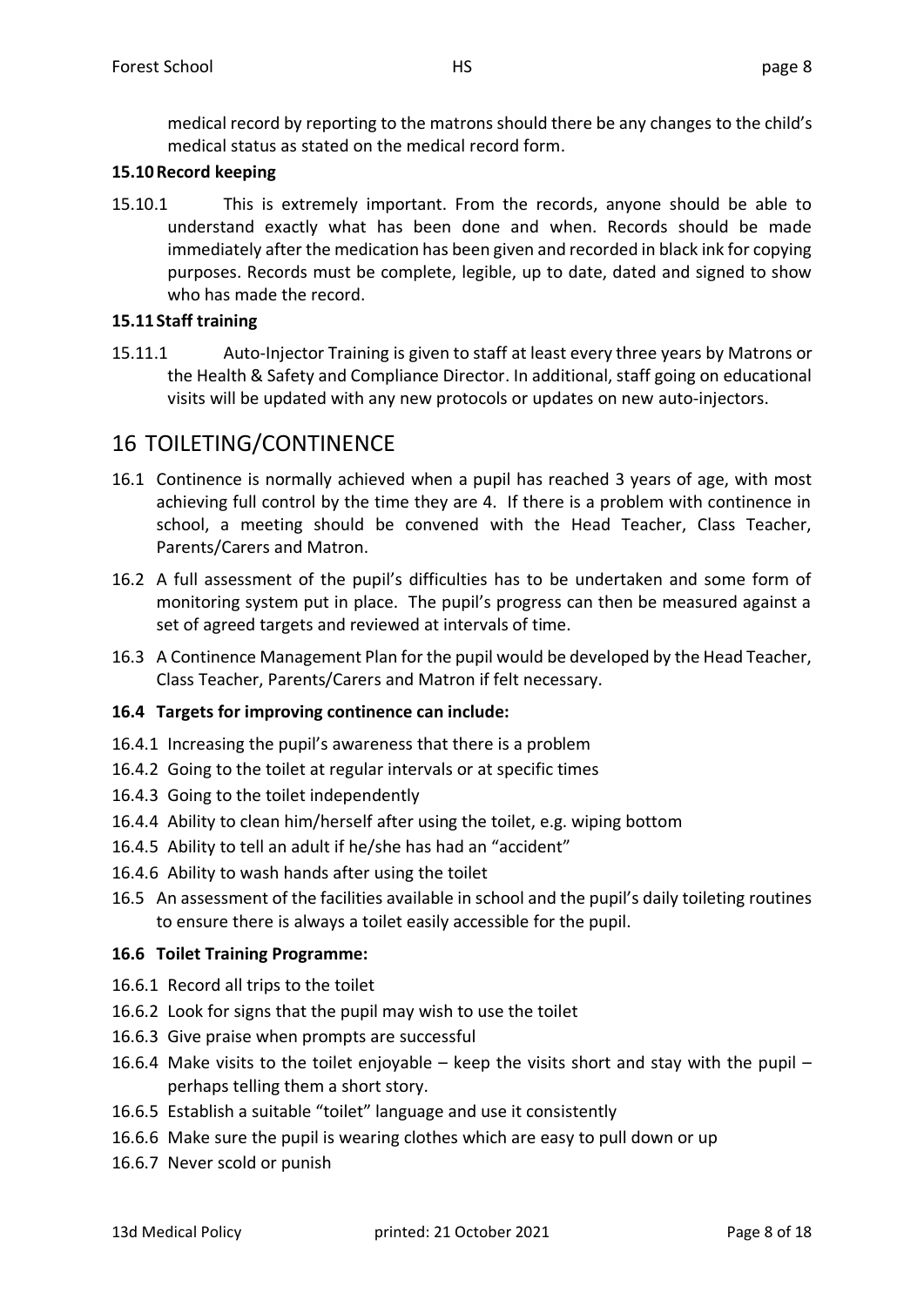medical record by reporting to the matrons should there be any changes to the child's medical status as stated on the medical record form.

**15.10 Record keeping**

15.10.1 This is extremely important. From the records, anyone should be able to understand exactly what has been done and when. Records should be made immediately after the medication has been given and recorded in black ink for copying purposes. Records must be complete, legible, up to date, dated and signed to show who has made the record.

**15.11 Staff training**

15.11.1 Auto-Injector Training is given to staff at least every three years by Matrons or the Health & Safety and Compliance Director. In additional, staff going on educational visits will be updated with any new protocols or updates on new auto-injectors.

# 16 TOILETING/CONTINENCE

16.1 Continence is normally achieved when a pupil has reached 3 years of age, with most achieving full control by the time they are 4. If there is a problem with continence in school, a meeting should be convened with the Head Teacher, Class Teacher, Parents/Carers and Matron.

16.2 A full assessment of the pupil's difficulties has to be undertaken and some form of monitoring system put in place. The pupil's progress can then be measured against a set of agreed targets and reviewed at intervals of time.

16.3 A Continence Management Plan for the pupil would be developed by the Head Teacher, Class Teacher, Parents/Carers and Matron if felt necessary.

**16.4 Targets for improving continence can include:**

16.4.1 Increasing the pupil's awareness that there is a problem

16.4.2 Going to the toilet at regular intervals or at specific times

16.4.3 Going to the toilet independently

16.4.4 Ability to clean him/herself after using the toilet, e.g. wiping bottom

16.4.5 Ability to tell an adult if he/she has had an "accident"

16.4.6 Ability to wash hands after using the toilet

16.5 An assessment of the facilities available in school and the pupil's daily toileting routines to ensure there is always a toilet easily accessible for the pupil.

**16.6 Toilet Training Programme:**

16.6.1 Record all trips to the toilet

16.6.2 Look for signs that the pupil may wish to use the toilet

16.6.3 Give praise when prompts are successful

16.6.4 Make visits to the toilet enjoyable – keep the visits short and stay with the pupil – perhaps telling them a short story.

16.6.5 Establish a suitable "toilet" language and use it consistently

16.6.6 Make sure the pupil is wearing clothes which are easy to pull down or up

16.6.7 Never scold or punish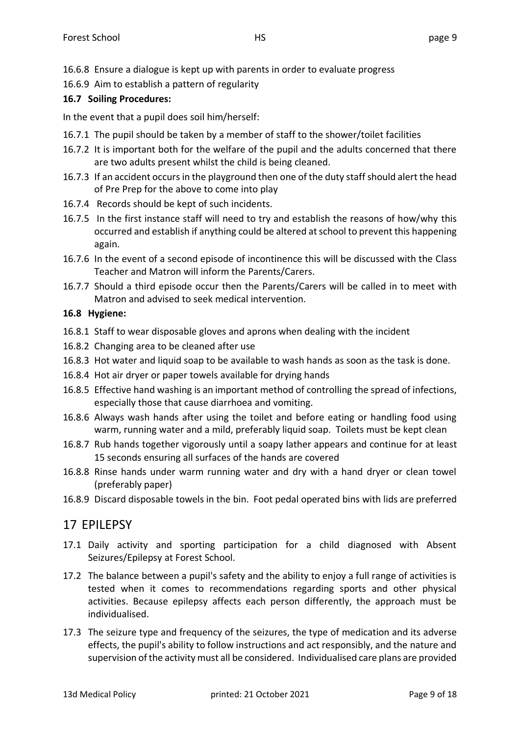16.6.8 Ensure a dialogue is kept up with parents in order to evaluate progress

16.6.9 Aim to establish a pattern of regularity

**16.7 Soiling Procedures:**

In the event that a pupil does soil him/herself:

16.7.1 The pupil should be taken by a member of staff to the shower/toilet facilities

16.7.2 It is important both for the welfare of the pupil and the adults concerned that there are two adults present whilst the child is being cleaned.

16.7.3 If an accident occurs in the playground then one of the duty staff should alert the head of Pre Prep for the above to come into play

16.7.4 Records should be kept of such incidents.

16.7.5 In the first instance staff will need to try and establish the reasons of how/why this occurred and establish if anything could be altered at school to prevent this happening again.

16.7.6 In the event of a second episode of incontinence this will be discussed with the Class Teacher and Matron will inform the Parents/Carers.

16.7.7 Should a third episode occur then the Parents/Carers will be called in to meet with Matron and advised to seek medical intervention.

**16.8 Hygiene:**

16.8.1 Staff to wear disposable gloves and aprons when dealing with the incident

16.8.2 Changing area to be cleaned after use

16.8.3 Hot water and liquid soap to be available to wash hands as soon as the task is done.

16.8.4 Hot air dryer or paper towels available for drying hands

16.8.5 Effective hand washing is an important method of controlling the spread of infections, especially those that cause diarrhoea and vomiting.

16.8.6 Always wash hands after using the toilet and before eating or handling food using warm, running water and a mild, preferably liquid soap. Toilets must be kept clean

16.8.7 Rub hands together vigorously until a soapy lather appears and continue for at least 15 seconds ensuring all surfaces of the hands are covered

16.8.8 Rinse hands under warm running water and dry with a hand dryer or clean towel (preferably paper)

16.8.9 Discard disposable towels in the bin. Foot pedal operated bins with lids are preferred

# 17 EPILEPSY

17.1 Daily activity and sporting participation for a child diagnosed with Absent Seizures/Epilepsy at Forest School.

17.2 The balance between a pupil's safety and the ability to enjoy a full range of activities is tested when it comes to recommendations regarding sports and other physical activities. Because epilepsy affects each person differently, the approach must be individualised.

17.3 The seizure type and frequency of the seizures, the type of medication and its adverse effects, the pupil's ability to follow instructions and act responsibly, and the nature and supervision of the activity must all be considered. Individualised care plans are provided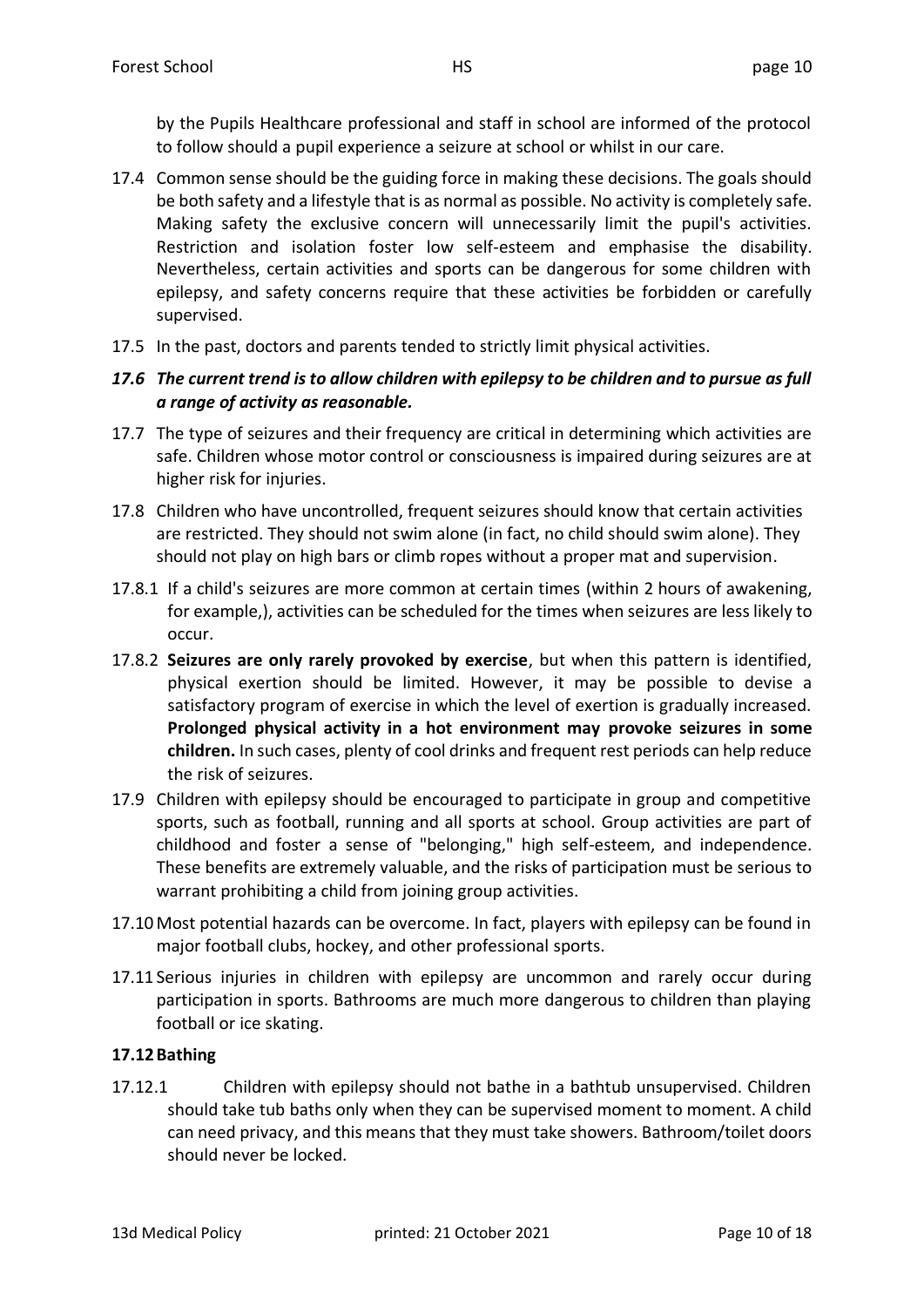by the Pupils Healthcare professional and staff in school are informed of the protocol to follow should a pupil experience a seizure at school or whilst in our care.

17.4 Common sense should be the guiding force in making these decisions. The goals should be both safety and a lifestyle that is as normal as possible. No activity is completely safe. Making safety the exclusive concern will unnecessarily limit the pupil's activities. Restriction and isolation foster low self-esteem and emphasise the disability. Nevertheless, certain activities and sports can be dangerous for some children with epilepsy, and safety concerns require that these activities be forbidden or carefully supervised.

17.5 In the past, doctors and parents tended to strictly limit physical activities.

***17.6 The current trend is to allow children with epilepsy to be children and to pursue as full a range of activity as reasonable.***

17.7 The type of seizures and their frequency are critical in determining which activities are safe. Children whose motor control or consciousness is impaired during seizures are at higher risk for injuries.

17.8 Children who have uncontrolled, frequent seizures should know that certain activities are restricted. They should not swim alone (in fact, no child should swim alone). They should not play on high bars or climb ropes without a proper mat and supervision.

17.8.1 If a child's seizures are more common at certain times (within 2 hours of awakening, for example,), activities can be scheduled for the times when seizures are less likely to occur.

17.8.2 **Seizures are only rarely provoked by exercise**, but when this pattern is identified, physical exertion should be limited. However, it may be possible to devise a satisfactory program of exercise in which the level of exertion is gradually increased. **Prolonged physical activity in a hot environment may provoke seizures in some children.** In such cases, plenty of cool drinks and frequent rest periods can help reduce the risk of seizures.

17.9 Children with epilepsy should be encouraged to participate in group and competitive sports, such as football, running and all sports at school. Group activities are part of childhood and foster a sense of "belonging," high self-esteem, and independence. These benefits are extremely valuable, and the risks of participation must be serious to warrant prohibiting a child from joining group activities.

17.10 Most potential hazards can be overcome. In fact, players with epilepsy can be found in major football clubs, hockey, and other professional sports.

17.11 Serious injuries in children with epilepsy are uncommon and rarely occur during participation in sports. Bathrooms are much more dangerous to children than playing football or ice skating.

**17.12 Bathing**

17.12.1 Children with epilepsy should not bathe in a bathtub unsupervised. Children should take tub baths only when they can be supervised moment to moment. A child can need privacy, and this means that they must take showers. Bathroom/toilet doors should never be locked.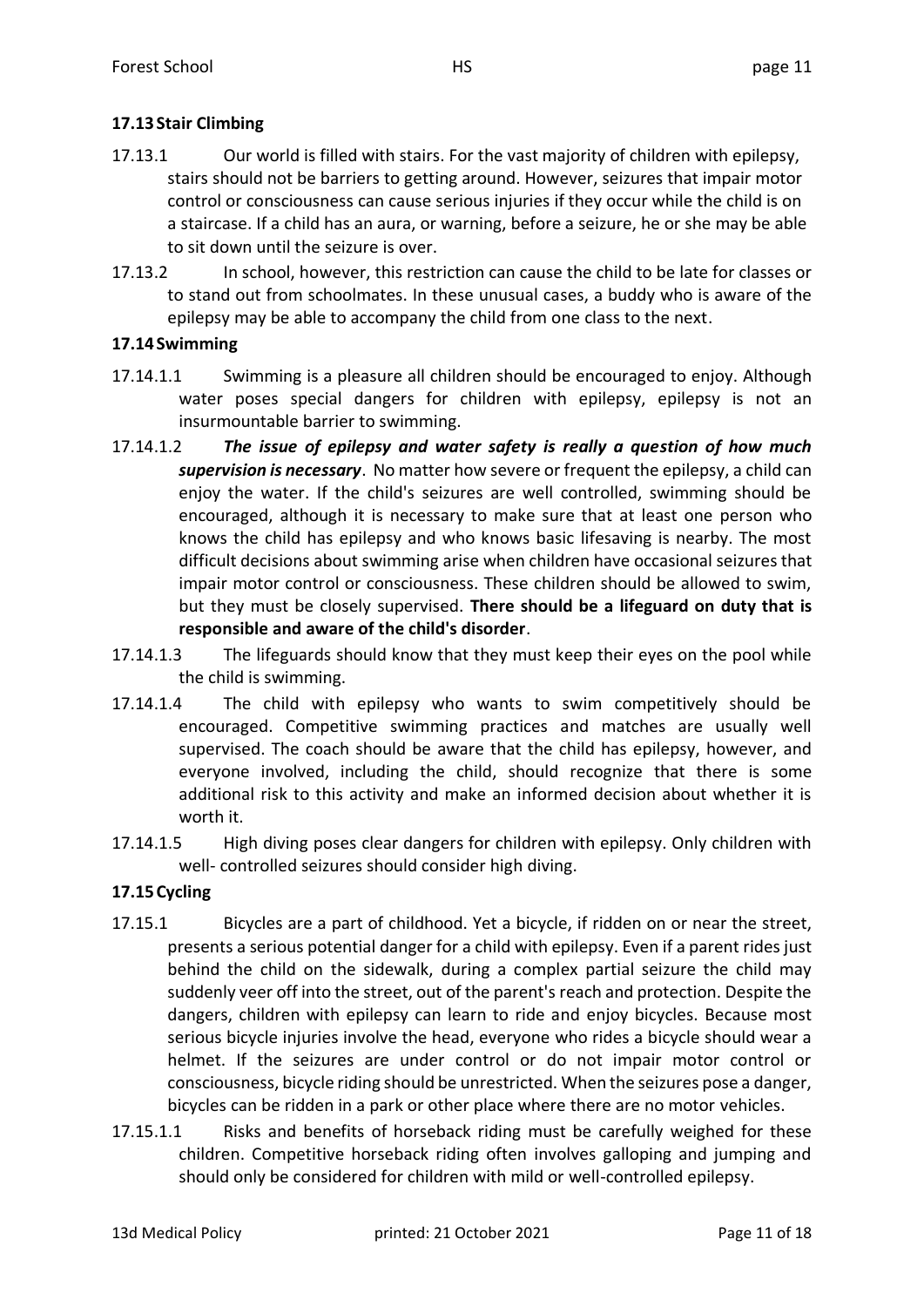### 17.13 Stair Climbing

17.13.1 Our world is filled with stairs. For the vast majority of children with epilepsy, stairs should not be barriers to getting around. However, seizures that impair motor control or consciousness can cause serious injuries if they occur while the child is on a staircase. If a child has an aura, or warning, before a seizure, he or she may be able to sit down until the seizure is over.

17.13.2 In school, however, this restriction can cause the child to be late for classes or to stand out from schoolmates. In these unusual cases, a buddy who is aware of the epilepsy may be able to accompany the child from one class to the next.

### 17.14 Swimming

17.14.1.1 Swimming is a pleasure all children should be encouraged to enjoy. Although water poses special dangers for children with epilepsy, epilepsy is not an insurmountable barrier to swimming.

17.14.1.2 ***The issue of epilepsy and water safety is really a question of how much supervision is necessary***. No matter how severe or frequent the epilepsy, a child can enjoy the water. If the child's seizures are well controlled, swimming should be encouraged, although it is necessary to make sure that at least one person who knows the child has epilepsy and who knows basic lifesaving is nearby. The most difficult decisions about swimming arise when children have occasional seizures that impair motor control or consciousness. These children should be allowed to swim, but they must be closely supervised. **There should be a lifeguard on duty that is responsible and aware of the child's disorder**.

17.14.1.3 The lifeguards should know that they must keep their eyes on the pool while the child is swimming.

17.14.1.4 The child with epilepsy who wants to swim competitively should be encouraged. Competitive swimming practices and matches are usually well supervised. The coach should be aware that the child has epilepsy, however, and everyone involved, including the child, should recognize that there is some additional risk to this activity and make an informed decision about whether it is worth it.

17.14.1.5 High diving poses clear dangers for children with epilepsy. Only children with well- controlled seizures should consider high diving.

### 17.15 Cycling

17.15.1 Bicycles are a part of childhood. Yet a bicycle, if ridden on or near the street, presents a serious potential danger for a child with epilepsy. Even if a parent rides just behind the child on the sidewalk, during a complex partial seizure the child may suddenly veer off into the street, out of the parent's reach and protection. Despite the dangers, children with epilepsy can learn to ride and enjoy bicycles. Because most serious bicycle injuries involve the head, everyone who rides a bicycle should wear a helmet. If the seizures are under control or do not impair motor control or consciousness, bicycle riding should be unrestricted. When the seizures pose a danger, bicycles can be ridden in a park or other place where there are no motor vehicles.

17.15.1.1 Risks and benefits of horseback riding must be carefully weighed for these children. Competitive horseback riding often involves galloping and jumping and should only be considered for children with mild or well-controlled epilepsy.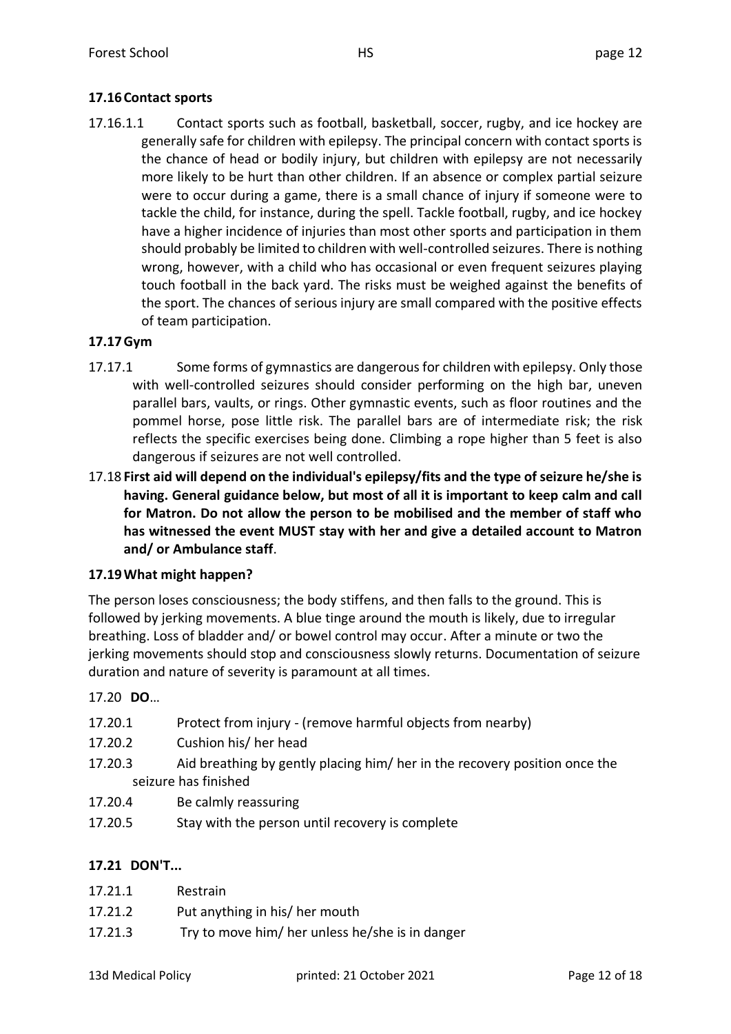### 17.16 Contact sports

17.16.1.1 Contact sports such as football, basketball, soccer, rugby, and ice hockey are generally safe for children with epilepsy. The principal concern with contact sports is the chance of head or bodily injury, but children with epilepsy are not necessarily more likely to be hurt than other children. If an absence or complex partial seizure were to occur during a game, there is a small chance of injury if someone were to tackle the child, for instance, during the spell. Tackle football, rugby, and ice hockey have a higher incidence of injuries than most other sports and participation in them should probably be limited to children with well-controlled seizures. There is nothing wrong, however, with a child who has occasional or even frequent seizures playing touch football in the back yard. The risks must be weighed against the benefits of the sport. The chances of serious injury are small compared with the positive effects of team participation.

### 17.17 Gym

17.17.1 Some forms of gymnastics are dangerous for children with epilepsy. Only those with well-controlled seizures should consider performing on the high bar, uneven parallel bars, vaults, or rings. Other gymnastic events, such as floor routines and the pommel horse, pose little risk. The parallel bars are of intermediate risk; the risk reflects the specific exercises being done. Climbing a rope higher than 5 feet is also dangerous if seizures are not well controlled.

17.18 **First aid will depend on the individual's epilepsy/fits and the type of seizure he/she is having. General guidance below, but most of all it is important to keep calm and call for Matron. Do not allow the person to be mobilised and the member of staff who has witnessed the event MUST stay with her and give a detailed account to Matron and/ or Ambulance staff**.

### 17.19 What might happen?

The person loses consciousness; the body stiffens, and then falls to the ground. This is followed by jerking movements. A blue tinge around the mouth is likely, due to irregular breathing. Loss of bladder and/ or bowel control may occur. After a minute or two the jerking movements should stop and consciousness slowly returns. Documentation of seizure duration and nature of severity is paramount at all times.

17.20 **DO**…

17.20.1 Protect from injury - (remove harmful objects from nearby)

17.20.2 Cushion his/ her head

17.20.3 Aid breathing by gently placing him/ her in the recovery position once the seizure has finished

17.20.4 Be calmly reassuring

17.20.5 Stay with the person until recovery is complete

### 17.21 DON'T...

17.21.1 Restrain

17.21.2 Put anything in his/ her mouth

17.21.3 Try to move him/ her unless he/she is in danger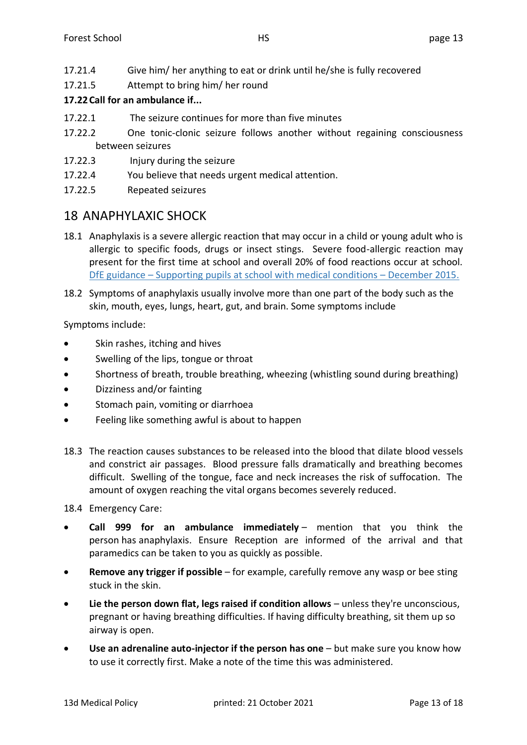17.21.4 Give him/ her anything to eat or drink until he/she is fully recovered

17.21.5 Attempt to bring him/ her round

**17.22 Call for an ambulance if...**

17.22.1 The seizure continues for more than five minutes

17.22.2 One tonic-clonic seizure follows another without regaining consciousness between seizures

17.22.3 Injury during the seizure

17.22.4 You believe that needs urgent medical attention.

17.22.5 Repeated seizures

## 18 ANAPHYLAXIC SHOCK

18.1 Anaphylaxis is a severe allergic reaction that may occur in a child or young adult who is allergic to specific foods, drugs or insect stings. Severe food-allergic reaction may present for the first time at school and overall 20% of food reactions occur at school. DfE guidance – Supporting pupils at school with medical conditions – December 2015.

18.2 Symptoms of anaphylaxis usually involve more than one part of the body such as the skin, mouth, eyes, lungs, heart, gut, and brain. Some symptoms include

Symptoms include:

- Skin rashes, itching and hives
- Swelling of the lips, tongue or throat
- Shortness of breath, trouble breathing, wheezing (whistling sound during breathing)
- Dizziness and/or fainting
- Stomach pain, vomiting or diarrhoea
- Feeling like something awful is about to happen

18.3 The reaction causes substances to be released into the blood that dilate blood vessels and constrict air passages. Blood pressure falls dramatically and breathing becomes difficult. Swelling of the tongue, face and neck increases the risk of suffocation. The amount of oxygen reaching the vital organs becomes severely reduced.

18.4 Emergency Care:

- **Call 999 for an ambulance immediately** – mention that you think the person has anaphylaxis. Ensure Reception are informed of the arrival and that paramedics can be taken to you as quickly as possible.
- **Remove any trigger if possible** – for example, carefully remove any wasp or bee sting stuck in the skin.
- **Lie the person down flat, legs raised if condition allows** – unless they're unconscious, pregnant or having breathing difficulties. If having difficulty breathing, sit them up so airway is open.
- **Use an adrenaline auto-injector if the person has one** – but make sure you know how to use it correctly first. Make a note of the time this was administered.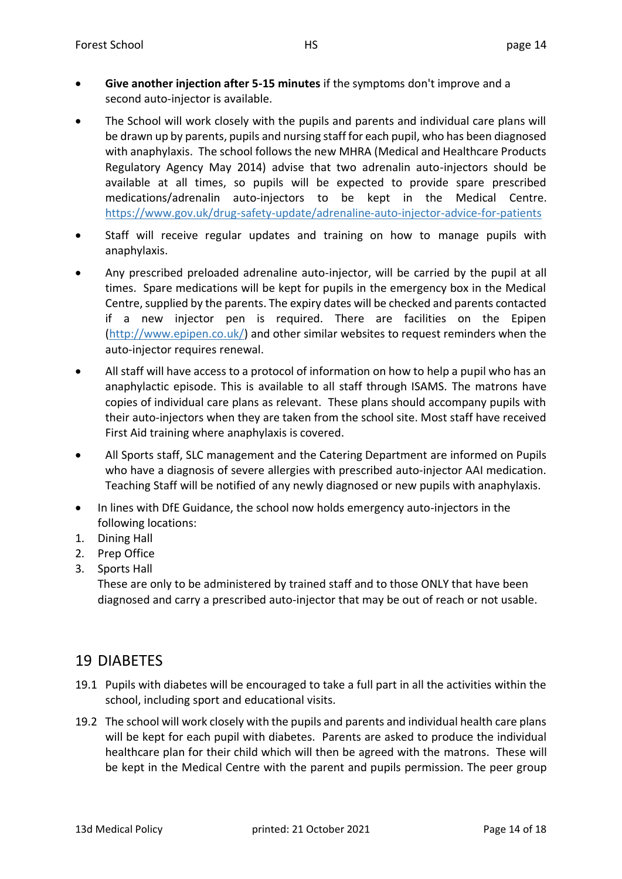- **Give another injection after 5-15 minutes** if the symptoms don't improve and a second auto-injector is available.
- The School will work closely with the pupils and parents and individual care plans will be drawn up by parents, pupils and nursing staff for each pupil, who has been diagnosed with anaphylaxis. The school follows the new MHRA (Medical and Healthcare Products Regulatory Agency May 2014) advise that two adrenalin auto-injectors should be available at all times, so pupils will be expected to provide spare prescribed medications/adrenalin auto-injectors to be kept in the Medical Centre. https://www.gov.uk/drug-safety-update/adrenaline-auto-injector-advice-for-patients
- Staff will receive regular updates and training on how to manage pupils with anaphylaxis.
- Any prescribed preloaded adrenaline auto-injector, will be carried by the pupil at all times. Spare medications will be kept for pupils in the emergency box in the Medical Centre, supplied by the parents. The expiry dates will be checked and parents contacted if a new injector pen is required. There are facilities on the Epipen (http://www.epipen.co.uk/) and other similar websites to request reminders when the auto-injector requires renewal.
- All staff will have access to a protocol of information on how to help a pupil who has an anaphylactic episode. This is available to all staff through ISAMS. The matrons have copies of individual care plans as relevant. These plans should accompany pupils with their auto-injectors when they are taken from the school site. Most staff have received First Aid training where anaphylaxis is covered.
- All Sports staff, SLC management and the Catering Department are informed on Pupils who have a diagnosis of severe allergies with prescribed auto-injector AAI medication. Teaching Staff will be notified of any newly diagnosed or new pupils with anaphylaxis.
- In lines with DfE Guidance, the school now holds emergency auto-injectors in the following locations:

1. Dining Hall
2. Prep Office
3. Sports Hall

These are only to be administered by trained staff and to those ONLY that have been diagnosed and carry a prescribed auto-injector that may be out of reach or not usable.

## 19 DIABETES

19.1 Pupils with diabetes will be encouraged to take a full part in all the activities within the school, including sport and educational visits.

19.2 The school will work closely with the pupils and parents and individual health care plans will be kept for each pupil with diabetes. Parents are asked to produce the individual healthcare plan for their child which will then be agreed with the matrons. These will be kept in the Medical Centre with the parent and pupils permission. The peer group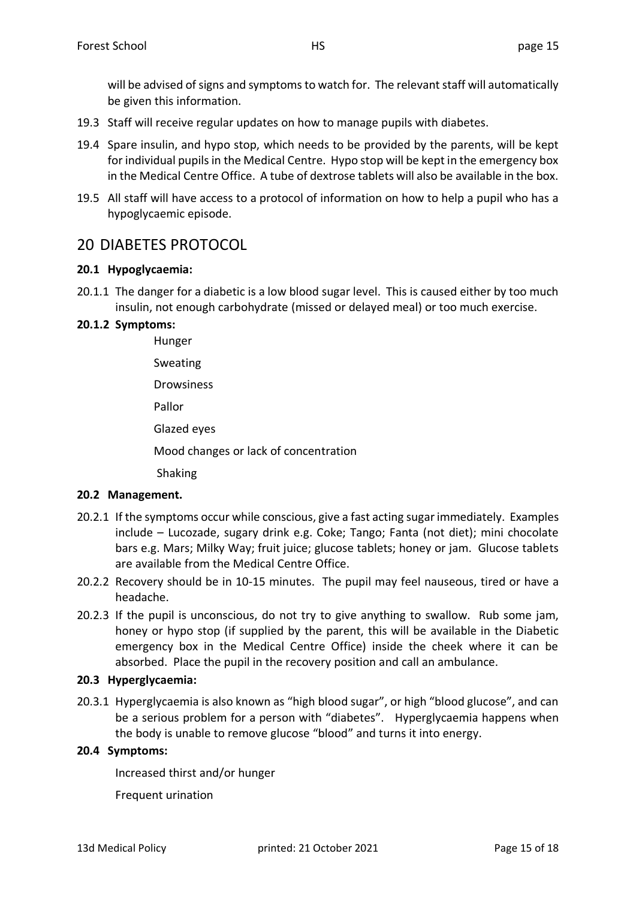will be advised of signs and symptoms to watch for. The relevant staff will automatically be given this information.

19.3 Staff will receive regular updates on how to manage pupils with diabetes.

19.4 Spare insulin, and hypo stop, which needs to be provided by the parents, will be kept for individual pupils in the Medical Centre. Hypo stop will be kept in the emergency box in the Medical Centre Office. A tube of dextrose tablets will also be available in the box.

19.5 All staff will have access to a protocol of information on how to help a pupil who has a hypoglycaemic episode.

## 20 DIABETES PROTOCOL

### 20.1 Hypoglycaemia:

20.1.1 The danger for a diabetic is a low blood sugar level. This is caused either by too much insulin, not enough carbohydrate (missed or delayed meal) or too much exercise.

**20.1.2 Symptoms:**

Hunger

Sweating

Drowsiness

Pallor

Glazed eyes

Mood changes or lack of concentration

Shaking

### 20.2 Management.

20.2.1 If the symptoms occur while conscious, give a fast acting sugar immediately. Examples include – Lucozade, sugary drink e.g. Coke; Tango; Fanta (not diet); mini chocolate bars e.g. Mars; Milky Way; fruit juice; glucose tablets; honey or jam. Glucose tablets are available from the Medical Centre Office.

20.2.2 Recovery should be in 10-15 minutes. The pupil may feel nauseous, tired or have a headache.

20.2.3 If the pupil is unconscious, do not try to give anything to swallow. Rub some jam, honey or hypo stop (if supplied by the parent, this will be available in the Diabetic emergency box in the Medical Centre Office) inside the cheek where it can be absorbed. Place the pupil in the recovery position and call an ambulance.

### 20.3 Hyperglycaemia:

20.3.1 Hyperglycaemia is also known as "high blood sugar", or high "blood glucose", and can be a serious problem for a person with "diabetes". Hyperglycaemia happens when the body is unable to remove glucose "blood" and turns it into energy.

### 20.4 Symptoms:

Increased thirst and/or hunger

Frequent urination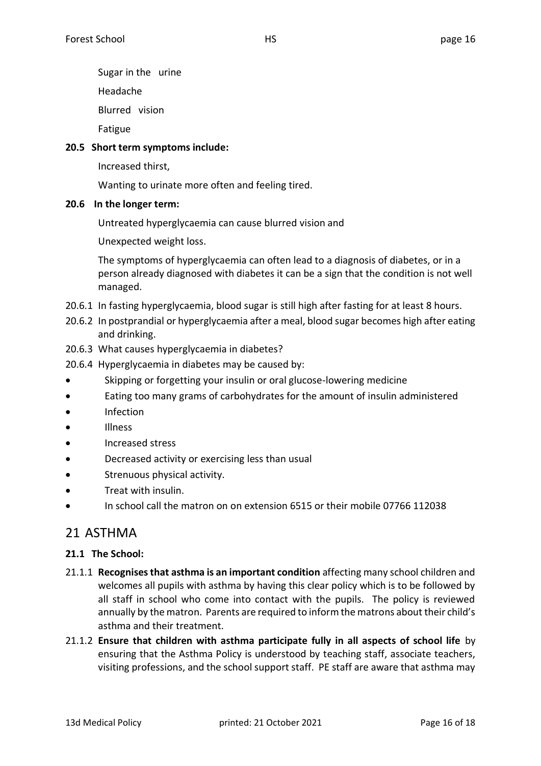Sugar in the urine

Headache

Blurred vision

Fatigue

**20.5 Short term symptoms include:**

Increased thirst,

Wanting to urinate more often and feeling tired.

**20.6 In the longer term:**

Untreated hyperglycaemia can cause blurred vision and

Unexpected weight loss.

The symptoms of hyperglycaemia can often lead to a diagnosis of diabetes, or in a person already diagnosed with diabetes it can be a sign that the condition is not well managed.

20.6.1 In fasting hyperglycaemia, blood sugar is still high after fasting for at least 8 hours.

20.6.2 In postprandial or hyperglycaemia after a meal, blood sugar becomes high after eating and drinking.

20.6.3 What causes hyperglycaemia in diabetes?

20.6.4 Hyperglycaemia in diabetes may be caused by:

- Skipping or forgetting your insulin or oral glucose-lowering medicine
- Eating too many grams of carbohydrates for the amount of insulin administered
- Infection
- Illness
- Increased stress
- Decreased activity or exercising less than usual
- Strenuous physical activity.
- Treat with insulin.
- In school call the matron on on extension 6515 or their mobile 07766 112038

# 21 ASTHMA

**21.1 The School:**

21.1.1 **Recognises that asthma is an important condition** affecting many school children and welcomes all pupils with asthma by having this clear policy which is to be followed by all staff in school who come into contact with the pupils. The policy is reviewed annually by the matron. Parents are required to inform the matrons about their child's asthma and their treatment.

21.1.2 **Ensure that children with asthma participate fully in all aspects of school life** by ensuring that the Asthma Policy is understood by teaching staff, associate teachers, visiting professions, and the school support staff. PE staff are aware that asthma may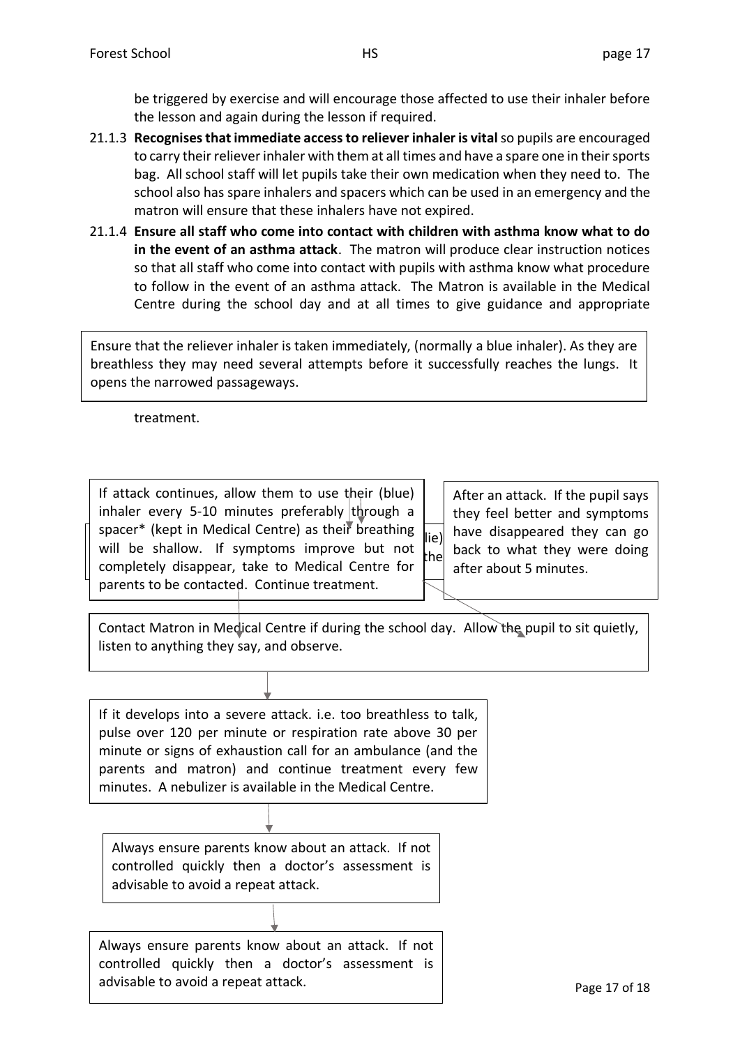be triggered by exercise and will encourage those affected to use their inhaler before the lesson and again during the lesson if required.

21.1.3 **Recognises that immediate access to reliever inhaler is vital** so pupils are encouraged to carry their reliever inhaler with them at all times and have a spare one in their sports bag. All school staff will let pupils take their own medication when they need to. The school also has spare inhalers and spacers which can be used in an emergency and the matron will ensure that these inhalers have not expired.

21.1.4 **Ensure all staff who come into contact with children with asthma know what to do in the event of an asthma attack**. The matron will produce clear instruction notices so that all staff who come into contact with pupils with asthma know what procedure to follow in the event of an asthma attack. The Matron is available in the Medical Centre during the school day and at all times to give guidance and appropriate treatment.

Ensure that the reliever inhaler is taken immediately, (normally a blue inhaler). As they are breathless they may need several attempts before it successfully reaches the lungs. It opens the narrowed passageways.

If attack continues, allow them to use their (blue) inhaler every 5-10 minutes preferably through a spacer* (kept in Medical Centre) as their breathing will be shallow. If symptoms improve but not completely disappear, take to Medical Centre for parents to be contacted. Continue treatment.

After an attack. If the pupil says they feel better and symptoms have disappeared they can go back to what they were doing after about 5 minutes.

Contact Matron in Medical Centre if during the school day. Allow the pupil to sit quietly, listen to anything they say, and observe.

If it develops into a severe attack. i.e. too breathless to talk, pulse over 120 per minute or respiration rate above 30 per minute or signs of exhaustion call for an ambulance (and the parents and matron) and continue treatment every few minutes. A nebulizer is available in the Medical Centre.

Always ensure parents know about an attack. If not controlled quickly then a doctor's assessment is advisable to avoid a repeat attack.

Always ensure parents know about an attack. If not controlled quickly then a doctor's assessment is advisable to avoid a repeat attack.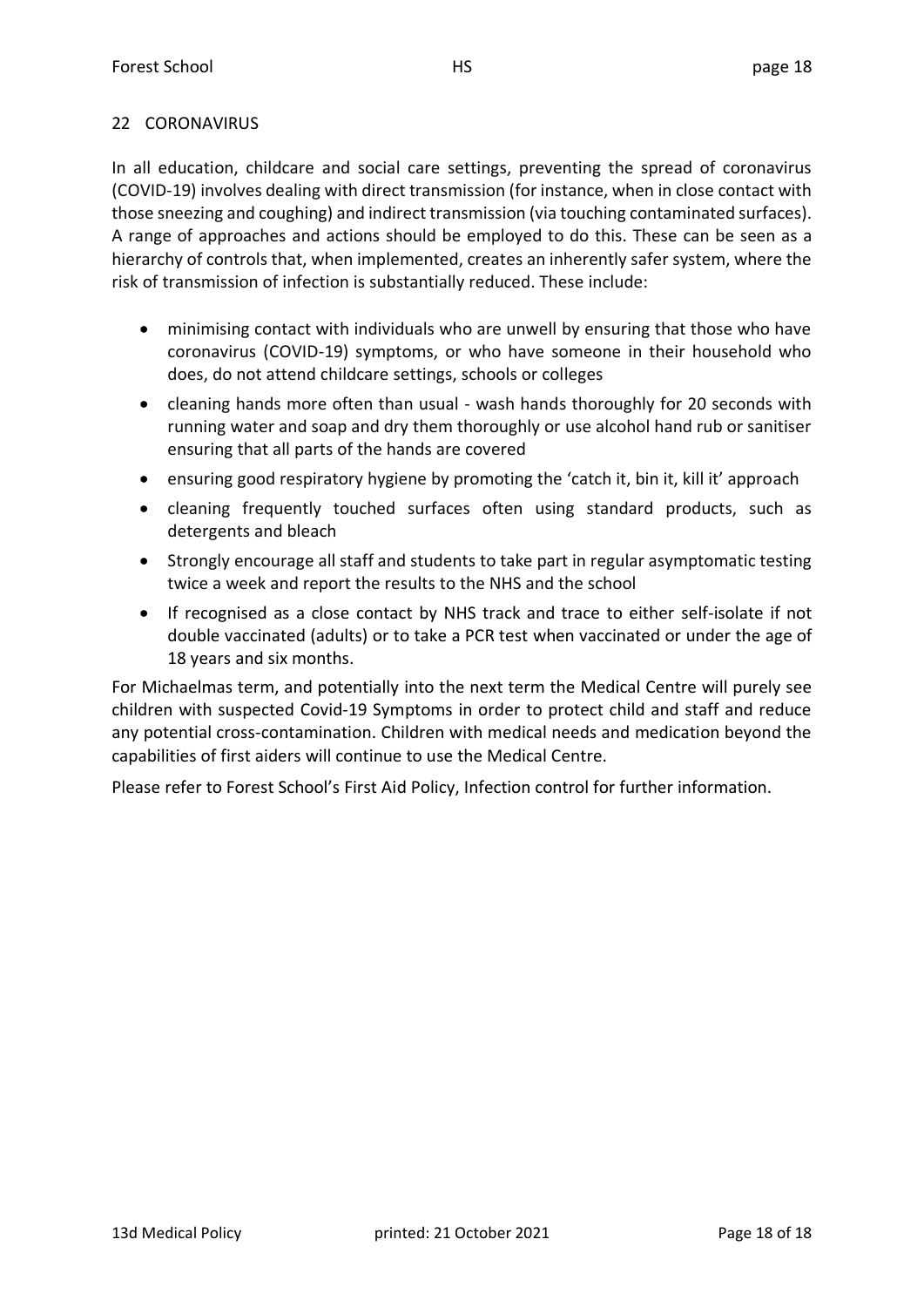## 22 CORONAVIRUS

In all education, childcare and social care settings, preventing the spread of coronavirus (COVID-19) involves dealing with direct transmission (for instance, when in close contact with those sneezing and coughing) and indirect transmission (via touching contaminated surfaces). A range of approaches and actions should be employed to do this. These can be seen as a hierarchy of controls that, when implemented, creates an inherently safer system, where the risk of transmission of infection is substantially reduced. These include:

- minimising contact with individuals who are unwell by ensuring that those who have coronavirus (COVID-19) symptoms, or who have someone in their household who does, do not attend childcare settings, schools or colleges
- cleaning hands more often than usual - wash hands thoroughly for 20 seconds with running water and soap and dry them thoroughly or use alcohol hand rub or sanitiser ensuring that all parts of the hands are covered
- ensuring good respiratory hygiene by promoting the 'catch it, bin it, kill it' approach
- cleaning frequently touched surfaces often using standard products, such as detergents and bleach
- Strongly encourage all staff and students to take part in regular asymptomatic testing twice a week and report the results to the NHS and the school
- If recognised as a close contact by NHS track and trace to either self-isolate if not double vaccinated (adults) or to take a PCR test when vaccinated or under the age of 18 years and six months.

For Michaelmas term, and potentially into the next term the Medical Centre will purely see children with suspected Covid-19 Symptoms in order to protect child and staff and reduce any potential cross-contamination. Children with medical needs and medication beyond the capabilities of first aiders will continue to use the Medical Centre.

Please refer to Forest School's First Aid Policy, Infection control for further information.